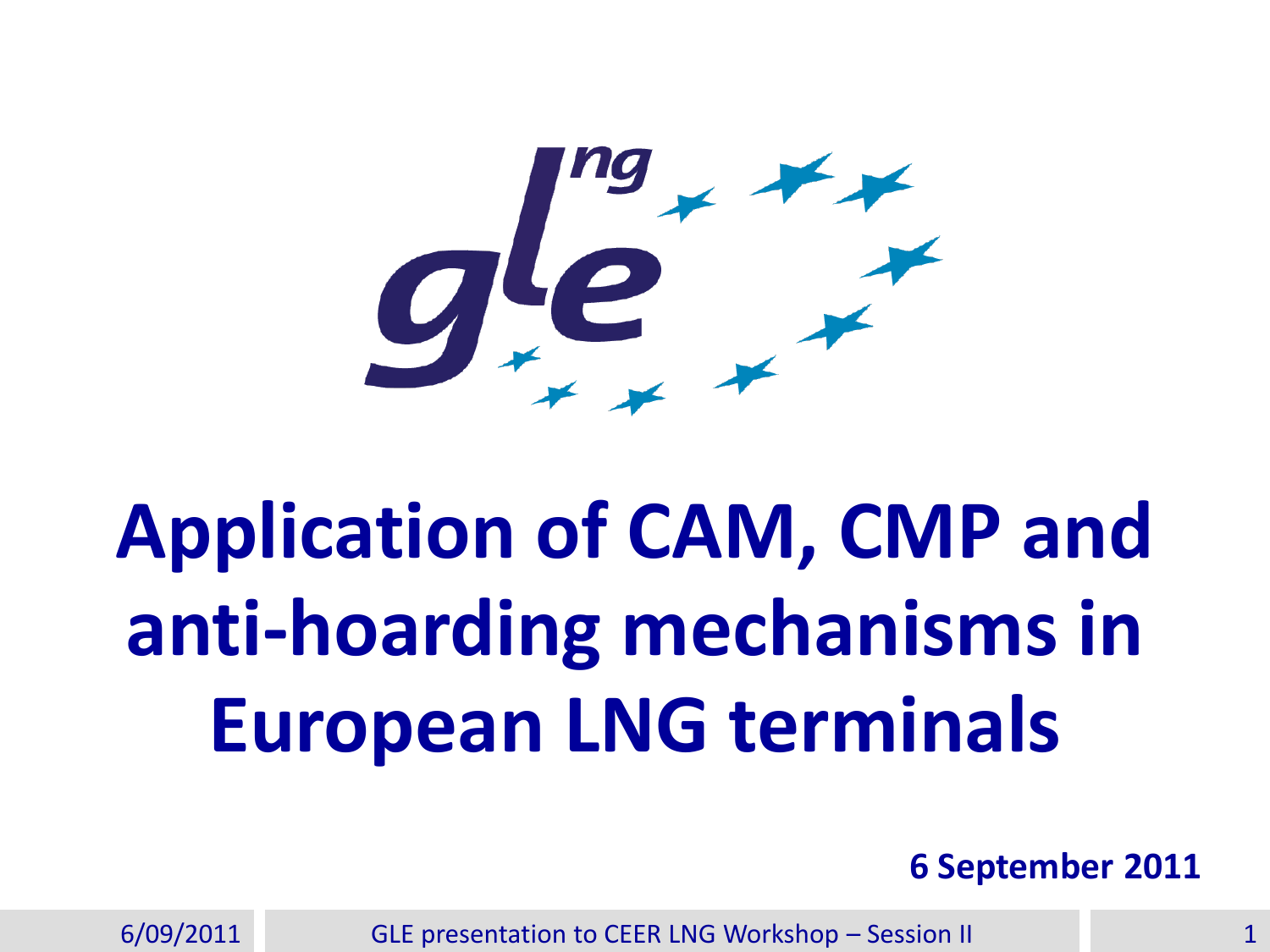# Application of CAM, CMP and anti-hoarding mechanisms in European LNG terminals

**6 September 2011**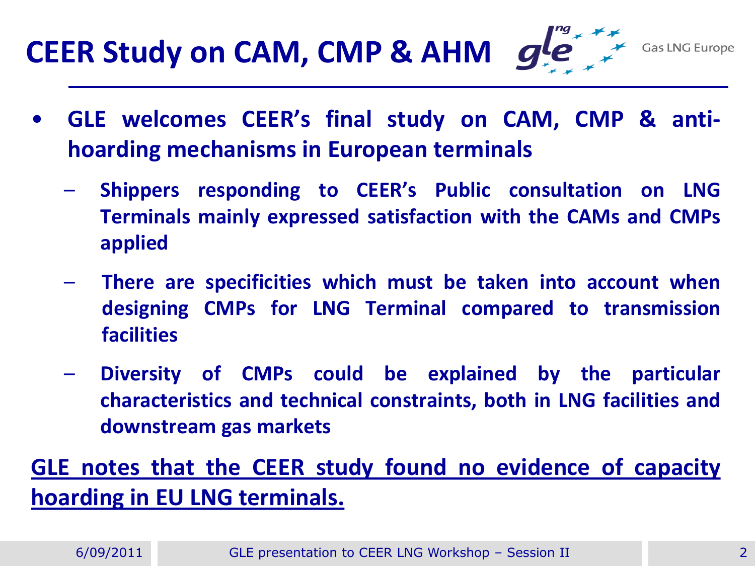# CEER Study on CAM, CMP & AHM

- **GLE welcomes CEER's final study on CAM, CMP & anti-hoarding mechanisms in European terminals**
  - **Shippers responding to CEER's Public consultation on LNG Terminals mainly expressed satisfaction with the CAMs and CMPs applied**
  - **There are specificities which must be taken into account when designing CMPs for LNG Terminal compared to transmission facilities**
  - **Diversity of CMPs could be explained by the particular characteristics and technical constraints, both in LNG facilities and downstream gas markets**

**<u>GLE notes that the CEER study found no evidence of capacity hoarding in EU LNG terminals.</u>**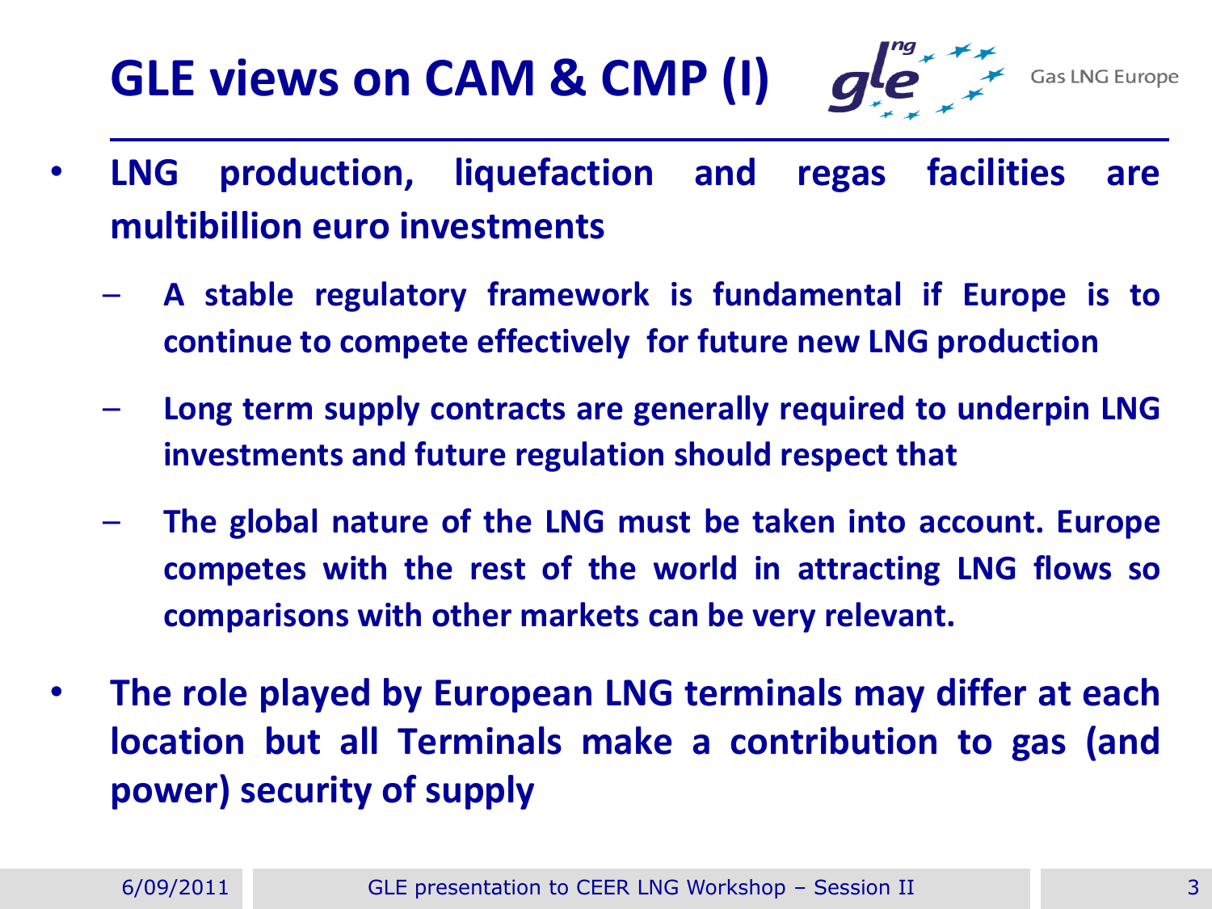# GLE views on CAM & CMP (I)

- **LNG production, liquefaction and regas facilities are multibillion euro investments**
  - **A stable regulatory framework is fundamental if Europe is to continue to compete effectively for future new LNG production**
  - **Long term supply contracts are generally required to underpin LNG investments and future regulation should respect that**
  - **The global nature of the LNG must be taken into account. Europe competes with the rest of the world in attracting LNG flows so comparisons with other markets can be very relevant.**
- **The role played by European LNG terminals may differ at each location but all Terminals make a contribution to gas (and power) security of supply**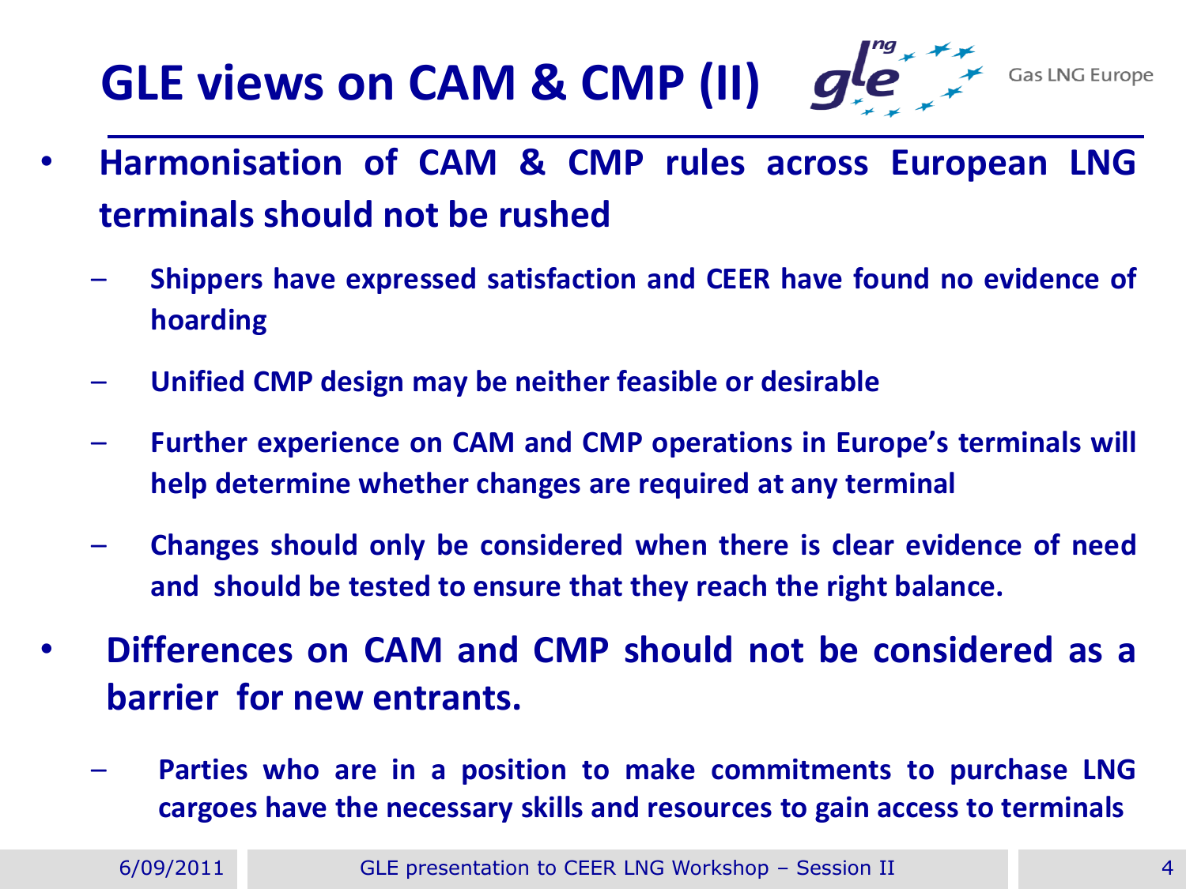# GLE views on CAM & CMP (II)

- **Harmonisation of CAM & CMP rules across European LNG terminals should not be rushed**
  - **Shippers have expressed satisfaction and CEER have found no evidence of hoarding**
  - **Unified CMP design may be neither feasible or desirable**
  - **Further experience on CAM and CMP operations in Europe's terminals will help determine whether changes are required at any terminal**
  - **Changes should only be considered when there is clear evidence of need and should be tested to ensure that they reach the right balance.**
- **Differences on CAM and CMP should not be considered as a barrier for new entrants.**
  - **Parties who are in a position to make commitments to purchase LNG cargoes have the necessary skills and resources to gain access to terminals**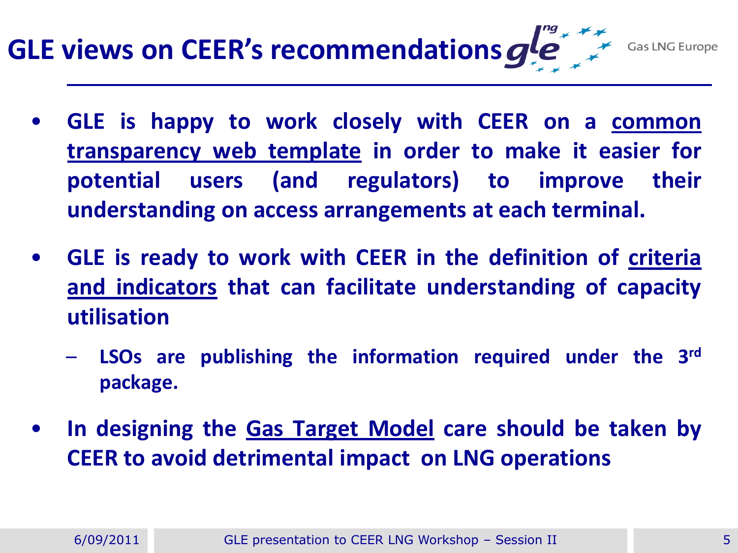# GLE views on CEER's recommendations

- **GLE is happy to work closely with CEER on a <u>common transparency web template</u> in order to make it easier for potential users (and regulators) to improve their understanding on access arrangements at each terminal.**
- **GLE is ready to work with CEER in the definition of <u>criteria and indicators</u> that can facilitate understanding of capacity utilisation**
  - **LSOs are publishing the information required under the 3rd package.**
- **In designing the <u>Gas Target Model</u> care should be taken by CEER to avoid detrimental impact on LNG operations**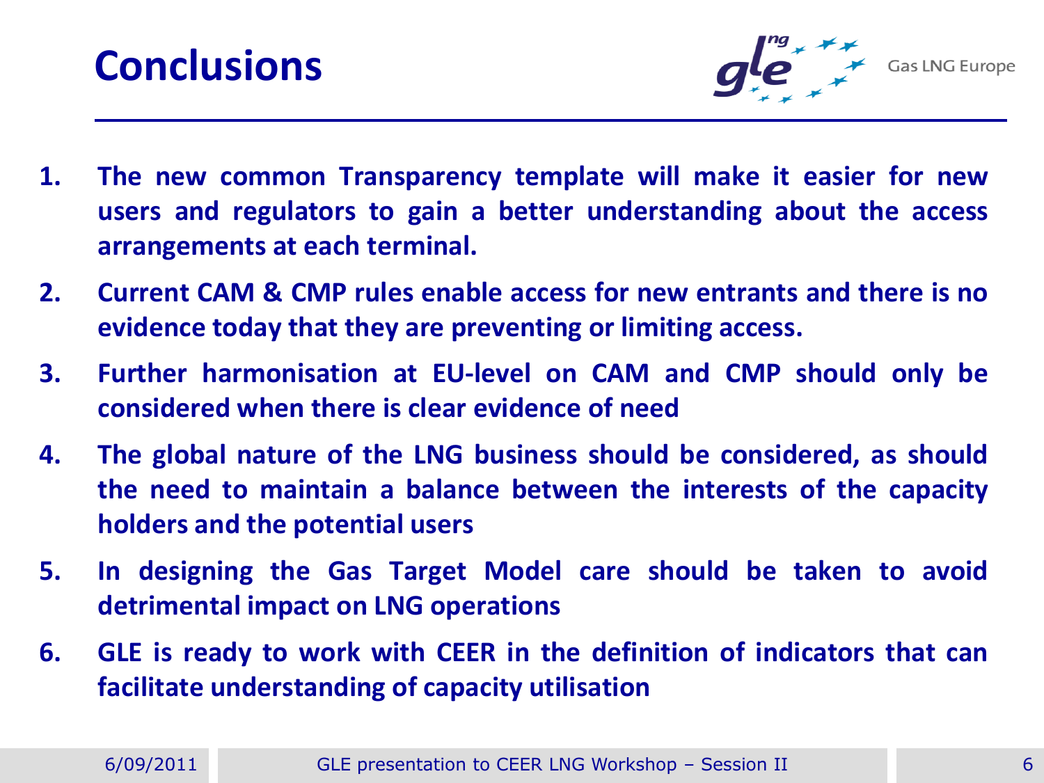# Conclusions

1. **The new common Transparency template will make it easier for new users and regulators to gain a better understanding about the access arrangements at each terminal.**
2. **Current CAM & CMP rules enable access for new entrants and there is no evidence today that they are preventing or limiting access.**
3. **Further harmonisation at EU-level on CAM and CMP should only be considered when there is clear evidence of need**
4. **The global nature of the LNG business should be considered, as should the need to maintain a balance between the interests of the capacity holders and the potential users**
5. **In designing the Gas Target Model care should be taken to avoid detrimental impact on LNG operations**
6. **GLE is ready to work with CEER in the definition of indicators that can facilitate understanding of capacity utilisation**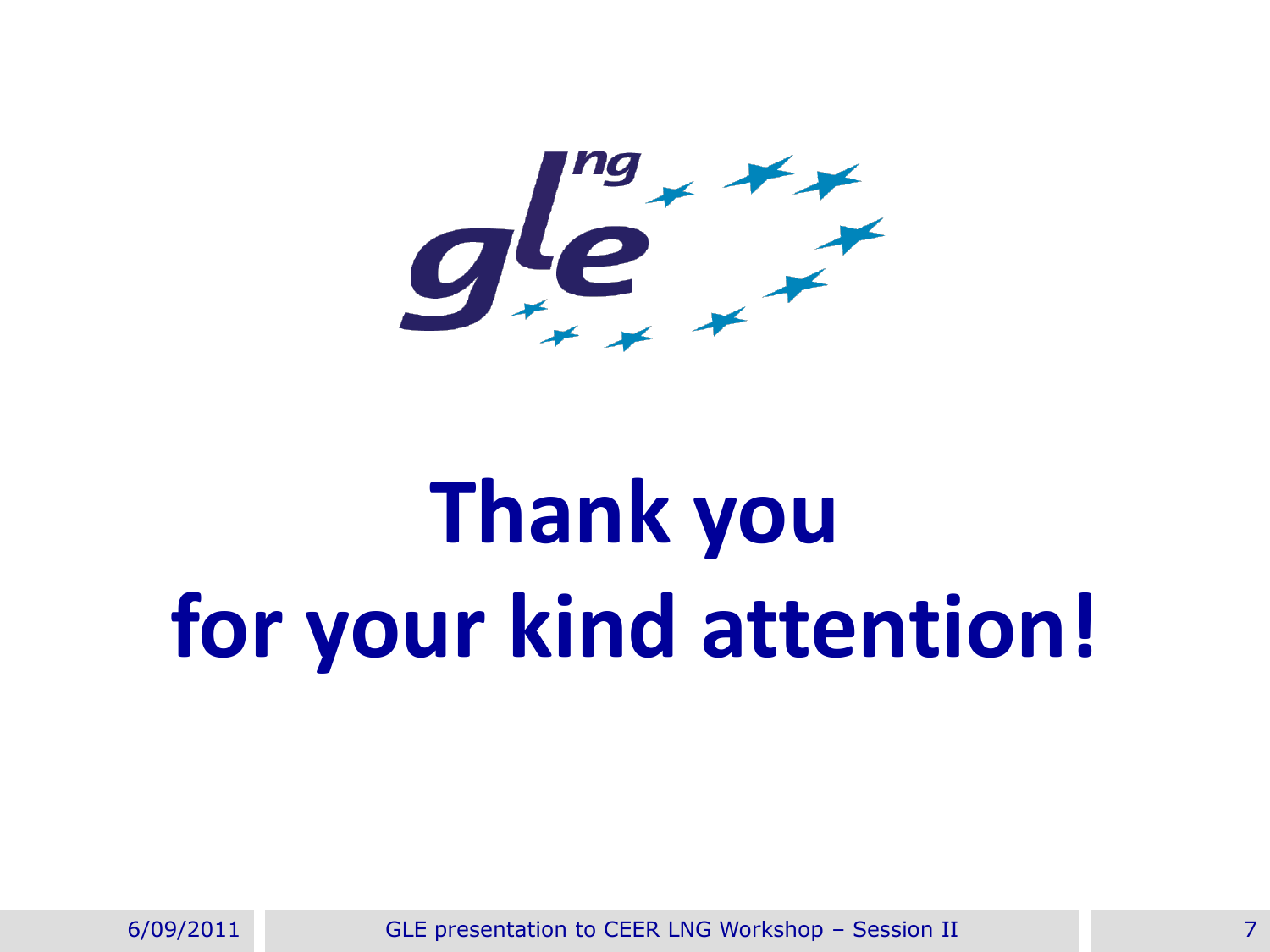# Thank you for your kind attention!